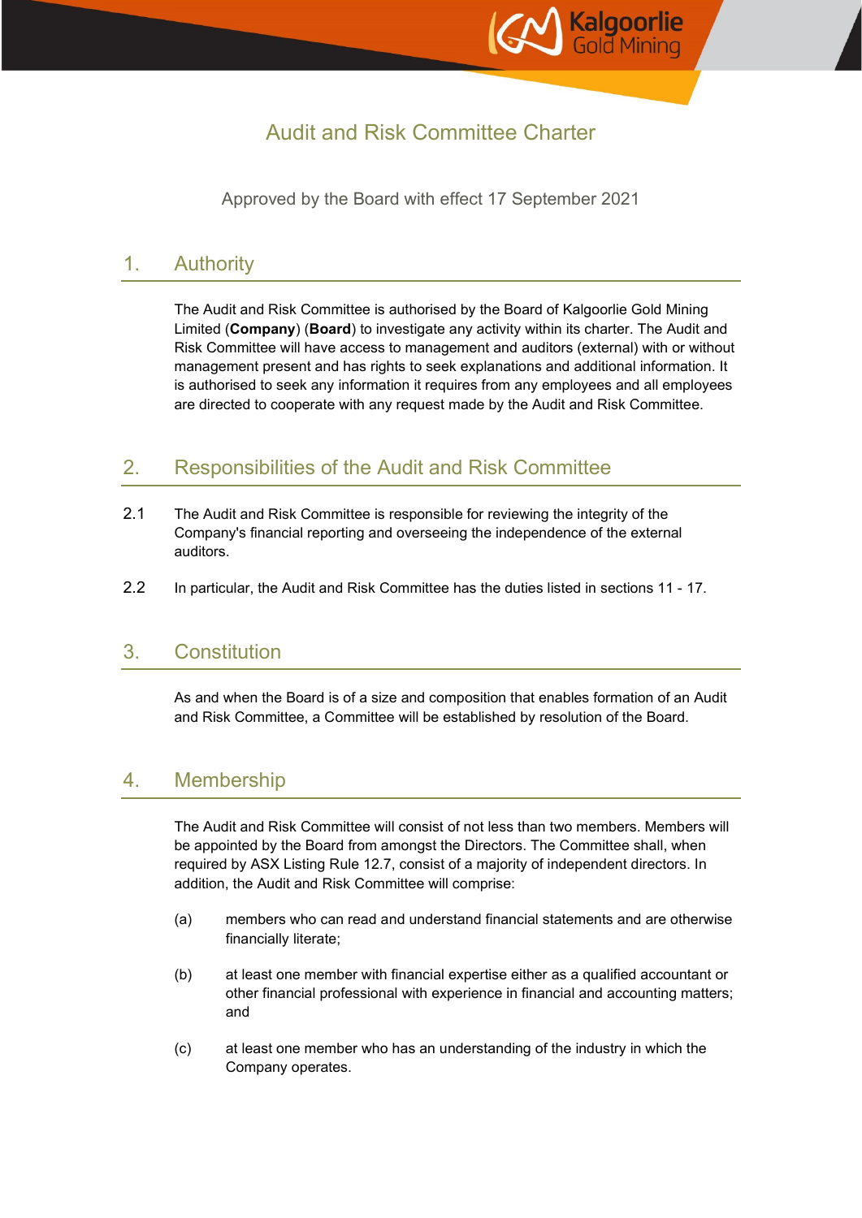# Audit and Risk Committee Charter

Approved by the Board with effect 17 September 2021

## 1. Authority

The Audit and Risk Committee is authorised by the Board of Kalgoorlie Gold Mining Limited (**Company**) (**Board**) to investigate any activity within its charter. The Audit and Risk Committee will have access to management and auditors (external) with or without management present and has rights to seek explanations and additional information. It is authorised to seek any information it requires from any employees and all employees are directed to cooperate with any request made by the Audit and Risk Committee.

## 2. Responsibilities of the Audit and Risk Committee

2.1 The Audit and Risk Committee is responsible for reviewing the integrity of the Company's financial reporting and overseeing the independence of the external auditors.

2.2 In particular, the Audit and Risk Committee has the duties listed in sections 11 - 17.

## 3. Constitution

As and when the Board is of a size and composition that enables formation of an Audit and Risk Committee, a Committee will be established by resolution of the Board.

## 4. Membership

The Audit and Risk Committee will consist of not less than two members. Members will be appointed by the Board from amongst the Directors. The Committee shall, when required by ASX Listing Rule 12.7, consist of a majority of independent directors. In addition, the Audit and Risk Committee will comprise:

(a) members who can read and understand financial statements and are otherwise financially literate;

(b) at least one member with financial expertise either as a qualified accountant or other financial professional with experience in financial and accounting matters; and

(c) at least one member who has an understanding of the industry in which the Company operates.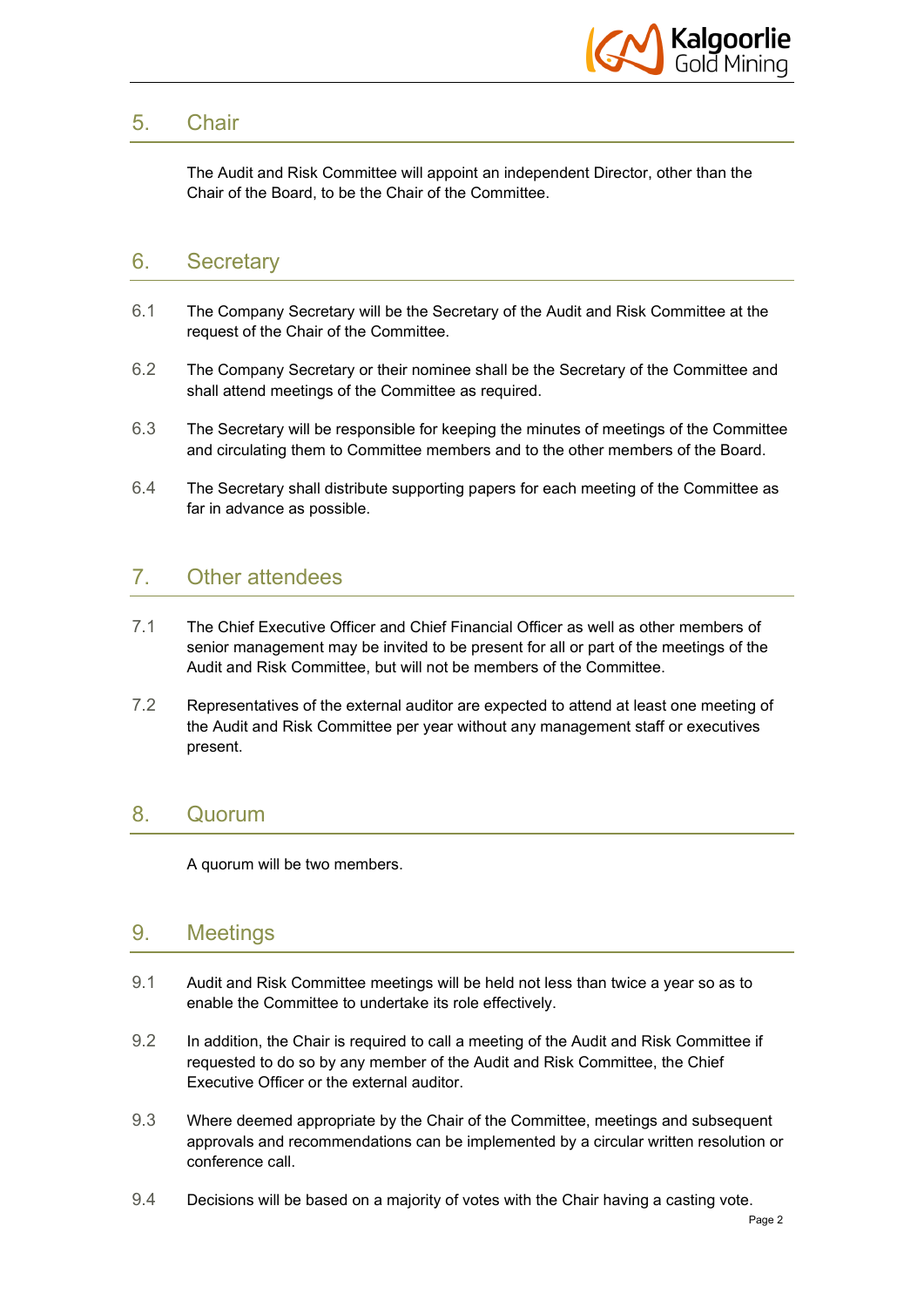## 5. Chair

The Audit and Risk Committee will appoint an independent Director, other than the Chair of the Board, to be the Chair of the Committee.

## 6. Secretary

6.1 The Company Secretary will be the Secretary of the Audit and Risk Committee at the request of the Chair of the Committee.

6.2 The Company Secretary or their nominee shall be the Secretary of the Committee and shall attend meetings of the Committee as required.

6.3 The Secretary will be responsible for keeping the minutes of meetings of the Committee and circulating them to Committee members and to the other members of the Board.

6.4 The Secretary shall distribute supporting papers for each meeting of the Committee as far in advance as possible.

## 7. Other attendees

7.1 The Chief Executive Officer and Chief Financial Officer as well as other members of senior management may be invited to be present for all or part of the meetings of the Audit and Risk Committee, but will not be members of the Committee.

7.2 Representatives of the external auditor are expected to attend at least one meeting of the Audit and Risk Committee per year without any management staff or executives present.

## 8. Quorum

A quorum will be two members.

## 9. Meetings

9.1 Audit and Risk Committee meetings will be held not less than twice a year so as to enable the Committee to undertake its role effectively.

9.2 In addition, the Chair is required to call a meeting of the Audit and Risk Committee if requested to do so by any member of the Audit and Risk Committee, the Chief Executive Officer or the external auditor.

9.3 Where deemed appropriate by the Chair of the Committee, meetings and subsequent approvals and recommendations can be implemented by a circular written resolution or conference call.

9.4 Decisions will be based on a majority of votes with the Chair having a casting vote.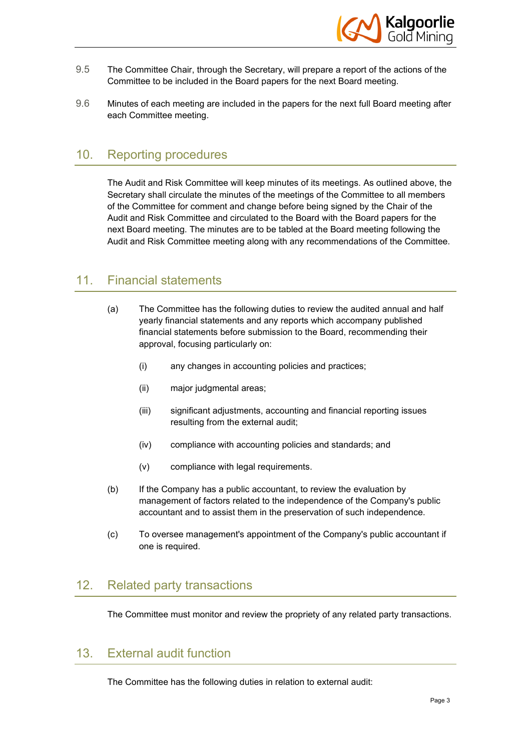9.5 The Committee Chair, through the Secretary, will prepare a report of the actions of the Committee to be included in the Board papers for the next Board meeting.

9.6 Minutes of each meeting are included in the papers for the next full Board meeting after each Committee meeting.

## 10. Reporting procedures

The Audit and Risk Committee will keep minutes of its meetings. As outlined above, the Secretary shall circulate the minutes of the meetings of the Committee to all members of the Committee for comment and change before being signed by the Chair of the Audit and Risk Committee and circulated to the Board with the Board papers for the next Board meeting. The minutes are to be tabled at the Board meeting following the Audit and Risk Committee meeting along with any recommendations of the Committee.

## 11. Financial statements

(a) The Committee has the following duties to review the audited annual and half yearly financial statements and any reports which accompany published financial statements before submission to the Board, recommending their approval, focusing particularly on:

   (i) any changes in accounting policies and practices;

   (ii) major judgmental areas;

   (iii) significant adjustments, accounting and financial reporting issues resulting from the external audit;

   (iv) compliance with accounting policies and standards; and

   (v) compliance with legal requirements.

(b) If the Company has a public accountant, to review the evaluation by management of factors related to the independence of the Company's public accountant and to assist them in the preservation of such independence.

(c) To oversee management's appointment of the Company's public accountant if one is required.

## 12. Related party transactions

The Committee must monitor and review the propriety of any related party transactions.

## 13. External audit function

The Committee has the following duties in relation to external audit: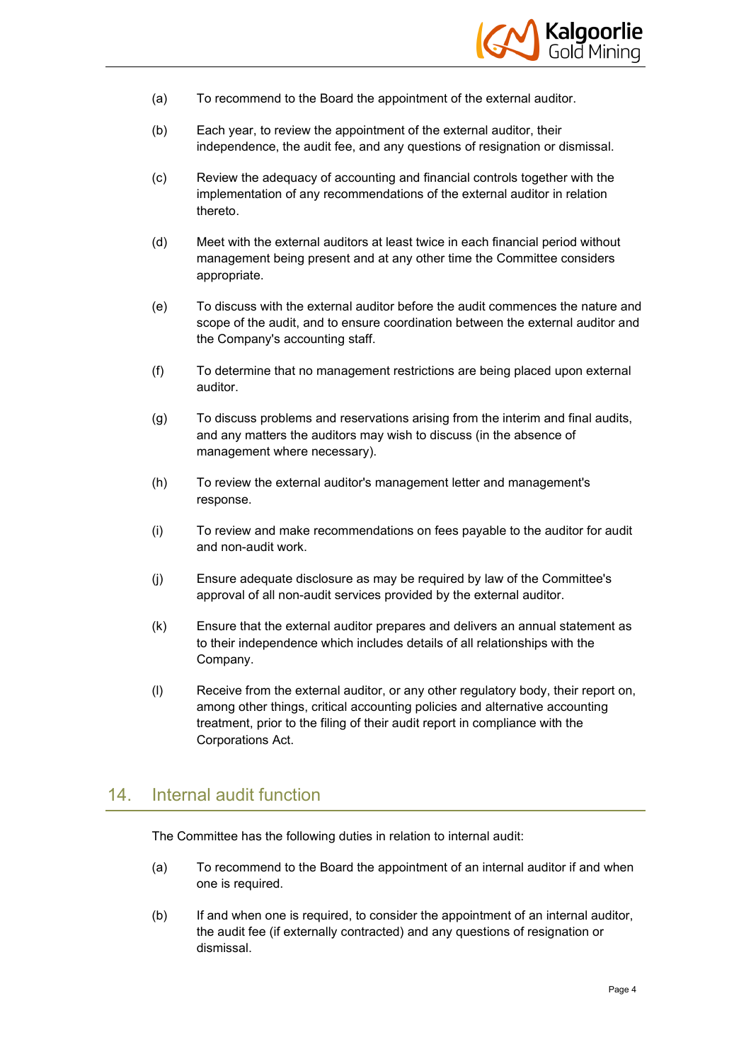(a) To recommend to the Board the appointment of the external auditor.

(b) Each year, to review the appointment of the external auditor, their independence, the audit fee, and any questions of resignation or dismissal.

(c) Review the adequacy of accounting and financial controls together with the implementation of any recommendations of the external auditor in relation thereto.

(d) Meet with the external auditors at least twice in each financial period without management being present and at any other time the Committee considers appropriate.

(e) To discuss with the external auditor before the audit commences the nature and scope of the audit, and to ensure coordination between the external auditor and the Company's accounting staff.

(f) To determine that no management restrictions are being placed upon external auditor.

(g) To discuss problems and reservations arising from the interim and final audits, and any matters the auditors may wish to discuss (in the absence of management where necessary).

(h) To review the external auditor's management letter and management's response.

(i) To review and make recommendations on fees payable to the auditor for audit and non-audit work.

(j) Ensure adequate disclosure as may be required by law of the Committee's approval of all non-audit services provided by the external auditor.

(k) Ensure that the external auditor prepares and delivers an annual statement as to their independence which includes details of all relationships with the Company.

(l) Receive from the external auditor, or any other regulatory body, their report on, among other things, critical accounting policies and alternative accounting treatment, prior to the filing of their audit report in compliance with the Corporations Act.

## 14. Internal audit function

The Committee has the following duties in relation to internal audit:

(a) To recommend to the Board the appointment of an internal auditor if and when one is required.

(b) If and when one is required, to consider the appointment of an internal auditor, the audit fee (if externally contracted) and any questions of resignation or dismissal.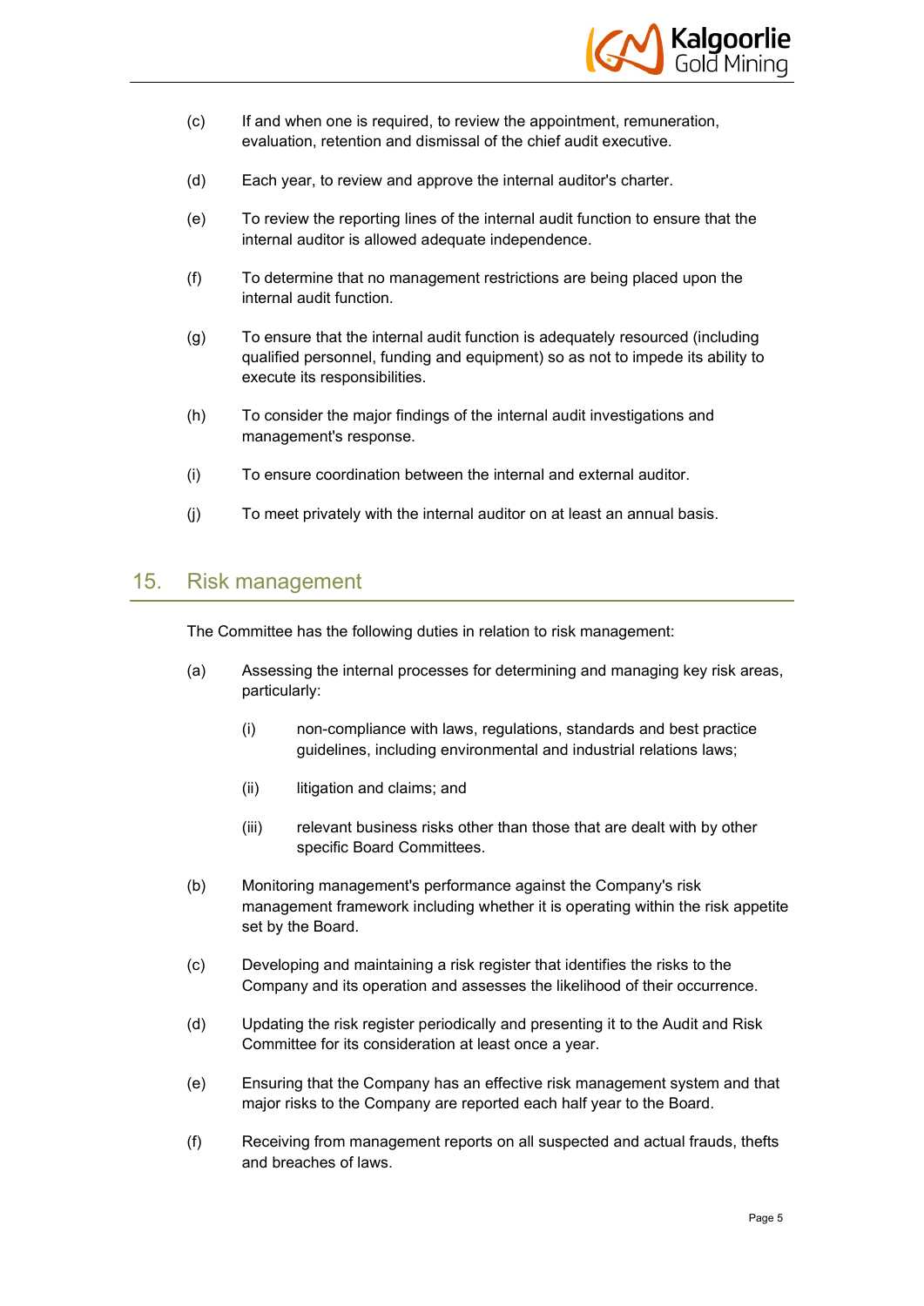(c) If and when one is required, to review the appointment, remuneration, evaluation, retention and dismissal of the chief audit executive.

(d) Each year, to review and approve the internal auditor's charter.

(e) To review the reporting lines of the internal audit function to ensure that the internal auditor is allowed adequate independence.

(f) To determine that no management restrictions are being placed upon the internal audit function.

(g) To ensure that the internal audit function is adequately resourced (including qualified personnel, funding and equipment) so as not to impede its ability to execute its responsibilities.

(h) To consider the major findings of the internal audit investigations and management's response.

(i) To ensure coordination between the internal and external auditor.

(j) To meet privately with the internal auditor on at least an annual basis.

## 15. Risk management

The Committee has the following duties in relation to risk management:

(a) Assessing the internal processes for determining and managing key risk areas, particularly:

    (i) non-compliance with laws, regulations, standards and best practice guidelines, including environmental and industrial relations laws;

    (ii) litigation and claims; and

    (iii) relevant business risks other than those that are dealt with by other specific Board Committees.

(b) Monitoring management's performance against the Company's risk management framework including whether it is operating within the risk appetite set by the Board.

(c) Developing and maintaining a risk register that identifies the risks to the Company and its operation and assesses the likelihood of their occurrence.

(d) Updating the risk register periodically and presenting it to the Audit and Risk Committee for its consideration at least once a year.

(e) Ensuring that the Company has an effective risk management system and that major risks to the Company are reported each half year to the Board.

(f) Receiving from management reports on all suspected and actual frauds, thefts and breaches of laws.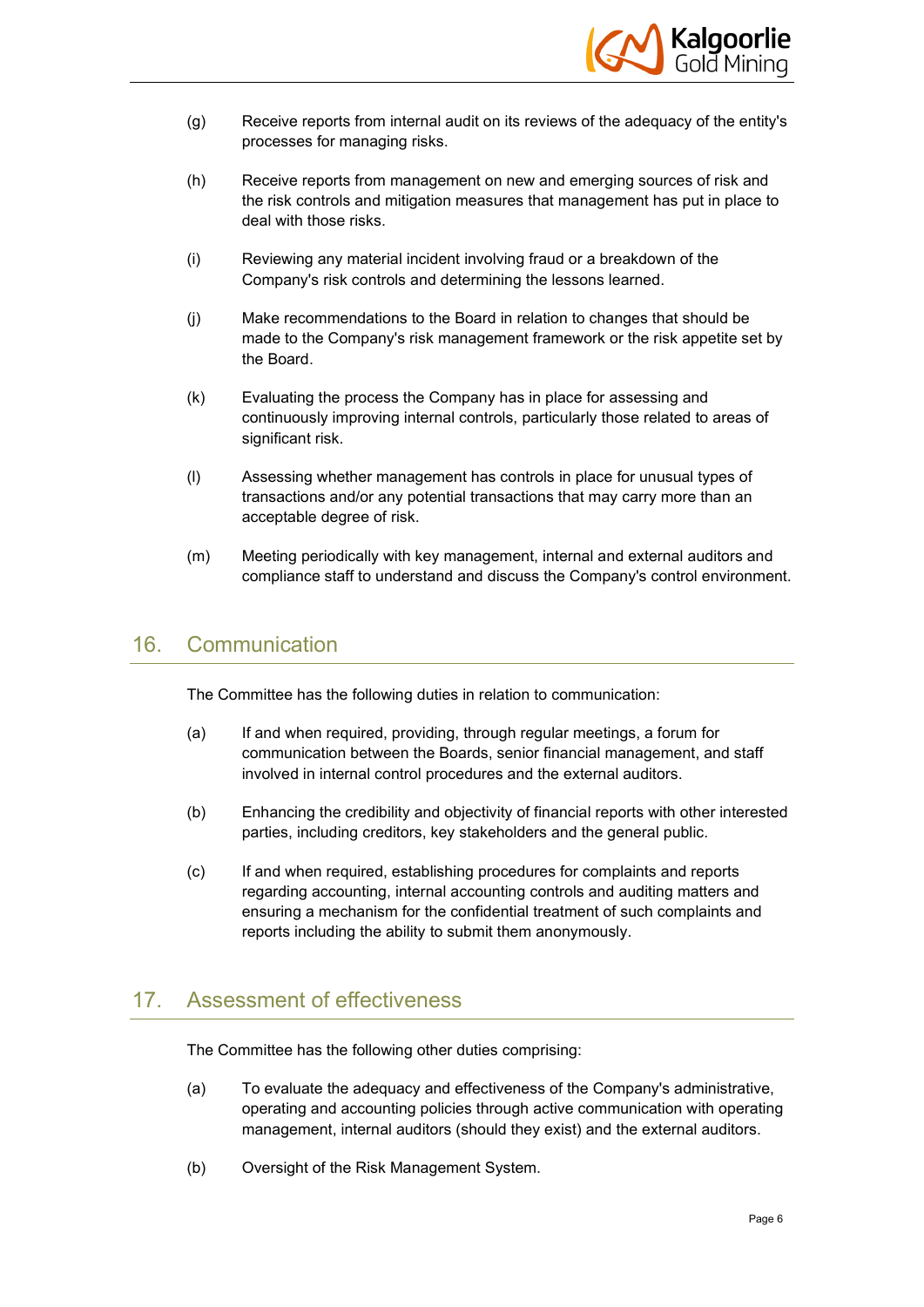(g) Receive reports from internal audit on its reviews of the adequacy of the entity's processes for managing risks.

(h) Receive reports from management on new and emerging sources of risk and the risk controls and mitigation measures that management has put in place to deal with those risks.

(i) Reviewing any material incident involving fraud or a breakdown of the Company's risk controls and determining the lessons learned.

(j) Make recommendations to the Board in relation to changes that should be made to the Company's risk management framework or the risk appetite set by the Board.

(k) Evaluating the process the Company has in place for assessing and continuously improving internal controls, particularly those related to areas of significant risk.

(l) Assessing whether management has controls in place for unusual types of transactions and/or any potential transactions that may carry more than an acceptable degree of risk.

(m) Meeting periodically with key management, internal and external auditors and compliance staff to understand and discuss the Company's control environment.

## 16. Communication

The Committee has the following duties in relation to communication:

(a) If and when required, providing, through regular meetings, a forum for communication between the Boards, senior financial management, and staff involved in internal control procedures and the external auditors.

(b) Enhancing the credibility and objectivity of financial reports with other interested parties, including creditors, key stakeholders and the general public.

(c) If and when required, establishing procedures for complaints and reports regarding accounting, internal accounting controls and auditing matters and ensuring a mechanism for the confidential treatment of such complaints and reports including the ability to submit them anonymously.

## 17. Assessment of effectiveness

The Committee has the following other duties comprising:

(a) To evaluate the adequacy and effectiveness of the Company's administrative, operating and accounting policies through active communication with operating management, internal auditors (should they exist) and the external auditors.

(b) Oversight of the Risk Management System.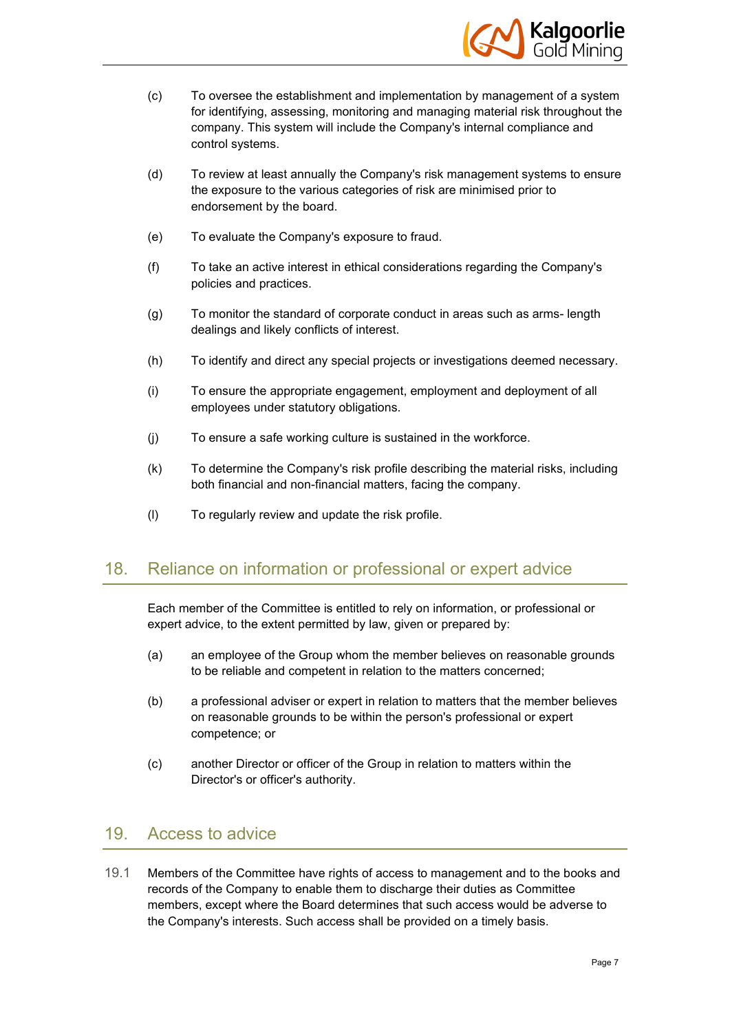(c) To oversee the establishment and implementation by management of a system for identifying, assessing, monitoring and managing material risk throughout the company. This system will include the Company's internal compliance and control systems.

(d) To review at least annually the Company's risk management systems to ensure the exposure to the various categories of risk are minimised prior to endorsement by the board.

(e) To evaluate the Company's exposure to fraud.

(f) To take an active interest in ethical considerations regarding the Company's policies and practices.

(g) To monitor the standard of corporate conduct in areas such as arms- length dealings and likely conflicts of interest.

(h) To identify and direct any special projects or investigations deemed necessary.

(i) To ensure the appropriate engagement, employment and deployment of all employees under statutory obligations.

(j) To ensure a safe working culture is sustained in the workforce.

(k) To determine the Company's risk profile describing the material risks, including both financial and non-financial matters, facing the company.

(l) To regularly review and update the risk profile.

## 18. Reliance on information or professional or expert advice

Each member of the Committee is entitled to rely on information, or professional or expert advice, to the extent permitted by law, given or prepared by:

(a) an employee of the Group whom the member believes on reasonable grounds to be reliable and competent in relation to the matters concerned;

(b) a professional adviser or expert in relation to matters that the member believes on reasonable grounds to be within the person's professional or expert competence; or

(c) another Director or officer of the Group in relation to matters within the Director's or officer's authority.

## 19. Access to advice

19.1 Members of the Committee have rights of access to management and to the books and records of the Company to enable them to discharge their duties as Committee members, except where the Board determines that such access would be adverse to the Company's interests. Such access shall be provided on a timely basis.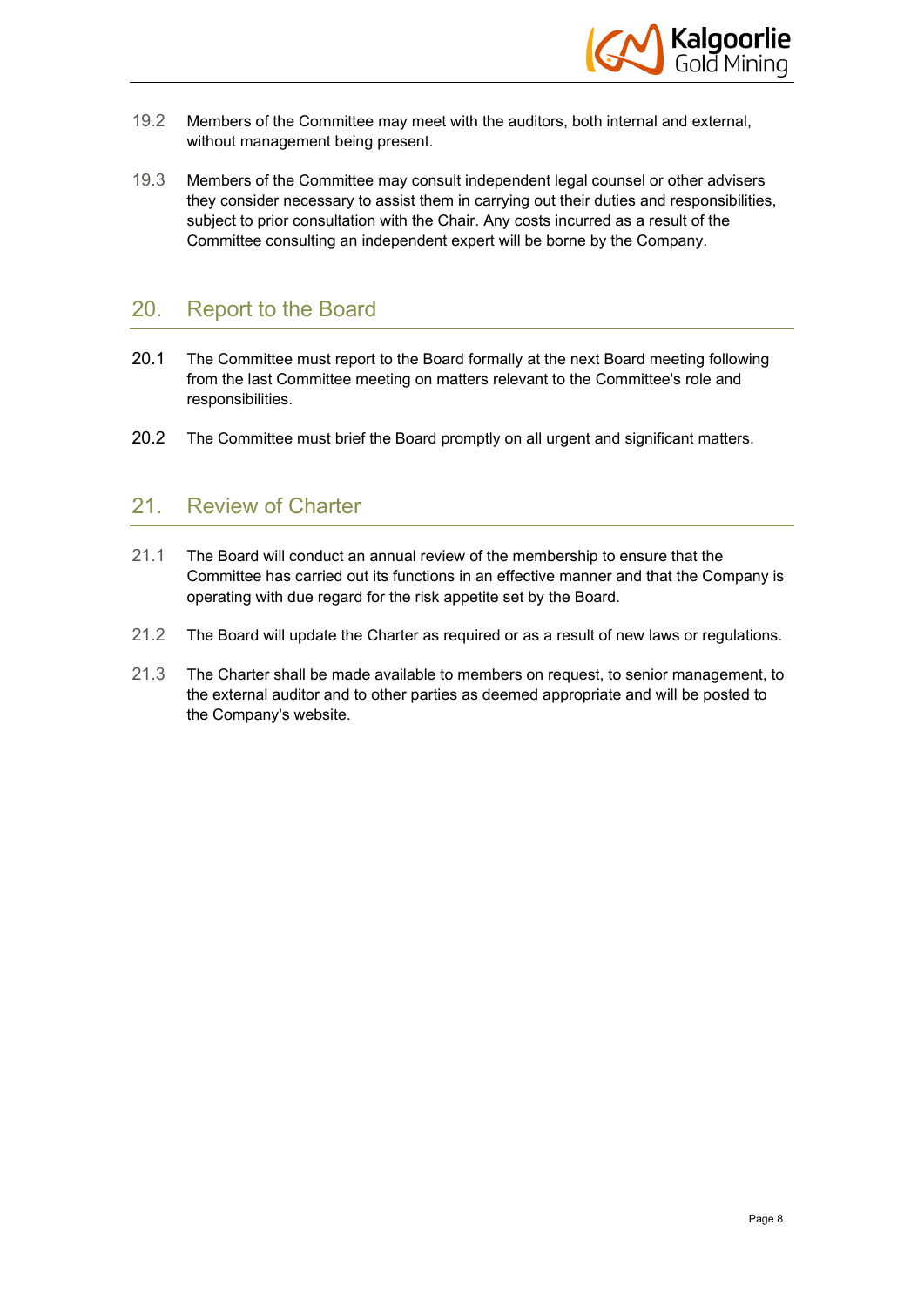19.2 Members of the Committee may meet with the auditors, both internal and external, without management being present.

19.3 Members of the Committee may consult independent legal counsel or other advisers they consider necessary to assist them in carrying out their duties and responsibilities, subject to prior consultation with the Chair. Any costs incurred as a result of the Committee consulting an independent expert will be borne by the Company.

## 20. Report to the Board

20.1 The Committee must report to the Board formally at the next Board meeting following from the last Committee meeting on matters relevant to the Committee's role and responsibilities.

20.2 The Committee must brief the Board promptly on all urgent and significant matters.

## 21. Review of Charter

21.1 The Board will conduct an annual review of the membership to ensure that the Committee has carried out its functions in an effective manner and that the Company is operating with due regard for the risk appetite set by the Board.

21.2 The Board will update the Charter as required or as a result of new laws or regulations.

21.3 The Charter shall be made available to members on request, to senior management, to the external auditor and to other parties as deemed appropriate and will be posted to the Company's website.